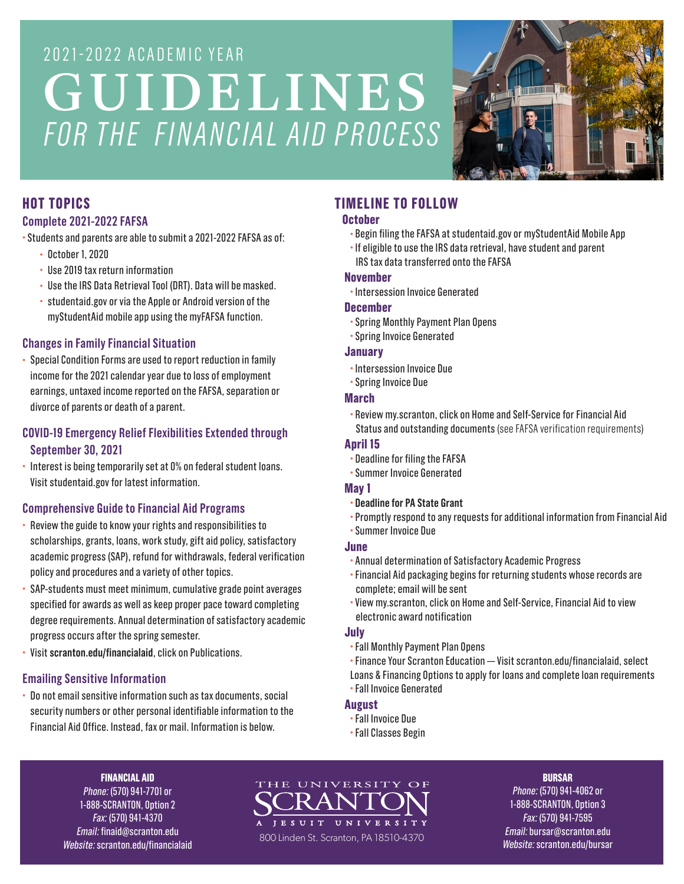# 2021-2022 ACADEMIC YEAR GUIDELINES *FOR THE FINANCIAL AID PROCESS*

## HOT TOPICS

### Complete 2021-2022 FAFSA

- Students and parents are able to submit a 2021-2022 FAFSA as of:
  - October 1, 2020
  - Use 2019 tax return information
  - Use the IRS Data Retrieval Tool (DRT). Data will be masked.
  - studentaid.gov or via the Apple or Android version of the myStudentAid mobile app using the myFAFSA function.

### Changes in Family Financial Situation

- Special Condition Forms are used to report reduction in family income for the 2021 calendar year due to loss of employment earnings, untaxed income reported on the FAFSA, separation or divorce of parents or death of a parent.

### COVID-19 Emergency Relief Flexibilities Extended through September 30, 2021

- Interest is being temporarily set at 0% on federal student loans. Visit studentaid.gov for latest information.

### Comprehensive Guide to Financial Aid Programs

- Review the guide to know your rights and responsibilities to scholarships, grants, loans, work study, gift aid policy, satisfactory academic progress (SAP), refund for withdrawals, federal verification policy and procedures and a variety of other topics.
- SAP-students must meet minimum, cumulative grade point averages specified for awards as well as keep proper pace toward completing degree requirements. Annual determination of satisfactory academic progress occurs after the spring semester.
- Visit **scranton.edu/financialaid**, click on Publications.

### Emailing Sensitive Information

- Do not email sensitive information such as tax documents, social security numbers or other personal identifiable information to the Financial Aid Office. Instead, fax or mail. Information is below.

## TIMELINE TO FOLLOW

### October

- Begin filing the FAFSA at studentaid.gov or myStudentAid Mobile App
- If eligible to use the IRS data retrieval, have student and parent IRS tax data transferred onto the FAFSA

### November

- Intersession Invoice Generated

### December

- Spring Monthly Payment Plan Opens
- Spring Invoice Generated

### January

- Intersession Invoice Due
- Spring Invoice Due

### March

- Review my.scranton, click on Home and Self-Service for Financial Aid Status and outstanding documents (see FAFSA verification requirements)

### April 15

- Deadline for filing the FAFSA
- Summer Invoice Generated

### May 1

- **Deadline for PA State Grant**
- Promptly respond to any requests for additional information from Financial Aid
- Summer Invoice Due

### June

- Annual determination of Satisfactory Academic Progress
- Financial Aid packaging begins for returning students whose records are complete; email will be sent
- View my.scranton, click on Home and Self-Service, Financial Aid to view electronic award notification

### July

- Fall Monthly Payment Plan Opens
- Finance Your Scranton Education — Visit scranton.edu/financialaid, select Loans & Financing Options to apply for loans and complete loan requirements
- Fall Invoice Generated

### August

- Fall Invoice Due
- Fall Classes Begin

---

**FINANCIAL AID**
*Phone:* (570) 941-7701 or 1-888-SCRANTON, Option 2
*Fax:* (570) 941-4370
*Email:* finaid@scranton.edu
*Website:* scranton.edu/financialaid

THE UNIVERSITY OF SCRANTON
A JESUIT UNIVERSITY
800 Linden St. Scranton, PA 18510-4370

**BURSAR**
*Phone:* (570) 941-4062 or 1-888-SCRANTON, Option 3
*Fax:* (570) 941-7595
*Email:* bursar@scranton.edu
*Website:* scranton.edu/bursar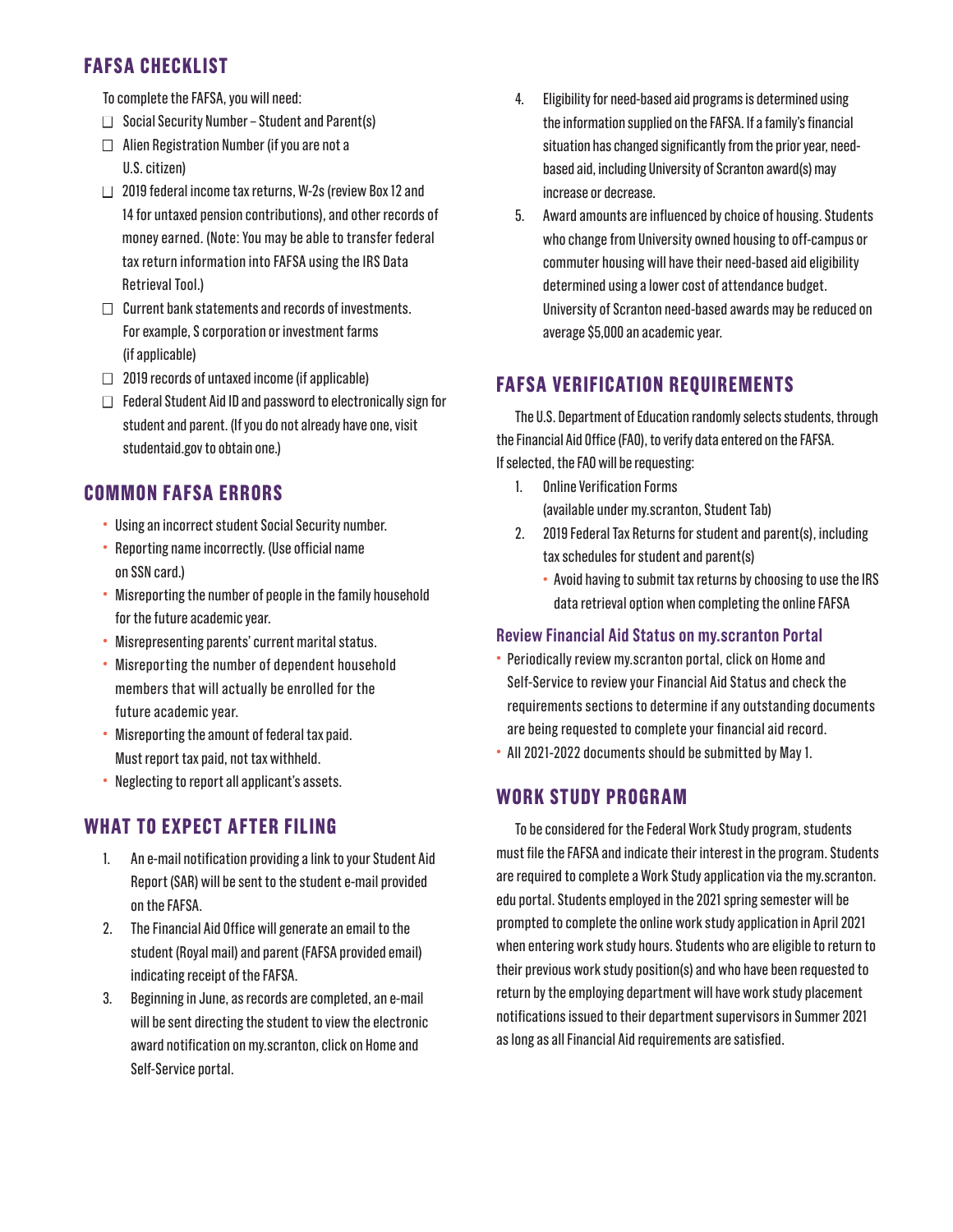## FAFSA CHECKLIST

To complete the FAFSA, you will need:

- ☐ Social Security Number – Student and Parent(s)
- ☐ Alien Registration Number (if you are not a U.S. citizen)
- ☐ 2019 federal income tax returns, W-2s (review Box 12 and 14 for untaxed pension contributions), and other records of money earned. (Note: You may be able to transfer federal tax return information into FAFSA using the IRS Data Retrieval Tool.)
- ☐ Current bank statements and records of investments. For example, S corporation or investment farms (if applicable)
- ☐ 2019 records of untaxed income (if applicable)
- ☐ Federal Student Aid ID and password to electronically sign for student and parent. (If you do not already have one, visit studentaid.gov to obtain one.)

## COMMON FAFSA ERRORS

- Using an incorrect student Social Security number.
- Reporting name incorrectly. (Use official name on SSN card.)
- Misreporting the number of people in the family household for the future academic year.
- Misrepresenting parents' current marital status.
- Misreporting the number of dependent household members that will actually be enrolled for the future academic year.
- Misreporting the amount of federal tax paid. Must report tax paid, not tax withheld.
- Neglecting to report all applicant's assets.

## WHAT TO EXPECT AFTER FILING

1. An e-mail notification providing a link to your Student Aid Report (SAR) will be sent to the student e-mail provided on the FAFSA.
2. The Financial Aid Office will generate an email to the student (Royal mail) and parent (FAFSA provided email) indicating receipt of the FAFSA.
3. Beginning in June, as records are completed, an e-mail will be sent directing the student to view the electronic award notification on my.scranton, click on Home and Self-Service portal.
4. Eligibility for need-based aid programs is determined using the information supplied on the FAFSA. If a family's financial situation has changed significantly from the prior year, need-based aid, including University of Scranton award(s) may increase or decrease.
5. Award amounts are influenced by choice of housing. Students who change from University owned housing to off-campus or commuter housing will have their need-based aid eligibility determined using a lower cost of attendance budget. University of Scranton need-based awards may be reduced on average $5,000 an academic year.

## FAFSA VERIFICATION REQUIREMENTS

The U.S. Department of Education randomly selects students, through the Financial Aid Office (FAO), to verify data entered on the FAFSA. If selected, the FAO will be requesting:

1. Online Verification Forms (available under my.scranton, Student Tab)
2. 2019 Federal Tax Returns for student and parent(s), including tax schedules for student and parent(s)
   - Avoid having to submit tax returns by choosing to use the IRS data retrieval option when completing the online FAFSA

### Review Financial Aid Status on my.scranton Portal

- Periodically review my.scranton portal, click on Home and Self-Service to review your Financial Aid Status and check the requirements sections to determine if any outstanding documents are being requested to complete your financial aid record.
- All 2021-2022 documents should be submitted by May 1.

## WORK STUDY PROGRAM

To be considered for the Federal Work Study program, students must file the FAFSA and indicate their interest in the program. Students are required to complete a Work Study application via the my.scranton.edu portal. Students employed in the 2021 spring semester will be prompted to complete the online work study application in April 2021 when entering work study hours. Students who are eligible to return to their previous work study position(s) and who have been requested to return by the employing department will have work study placement notifications issued to their department supervisors in Summer 2021 as long as all Financial Aid requirements are satisfied.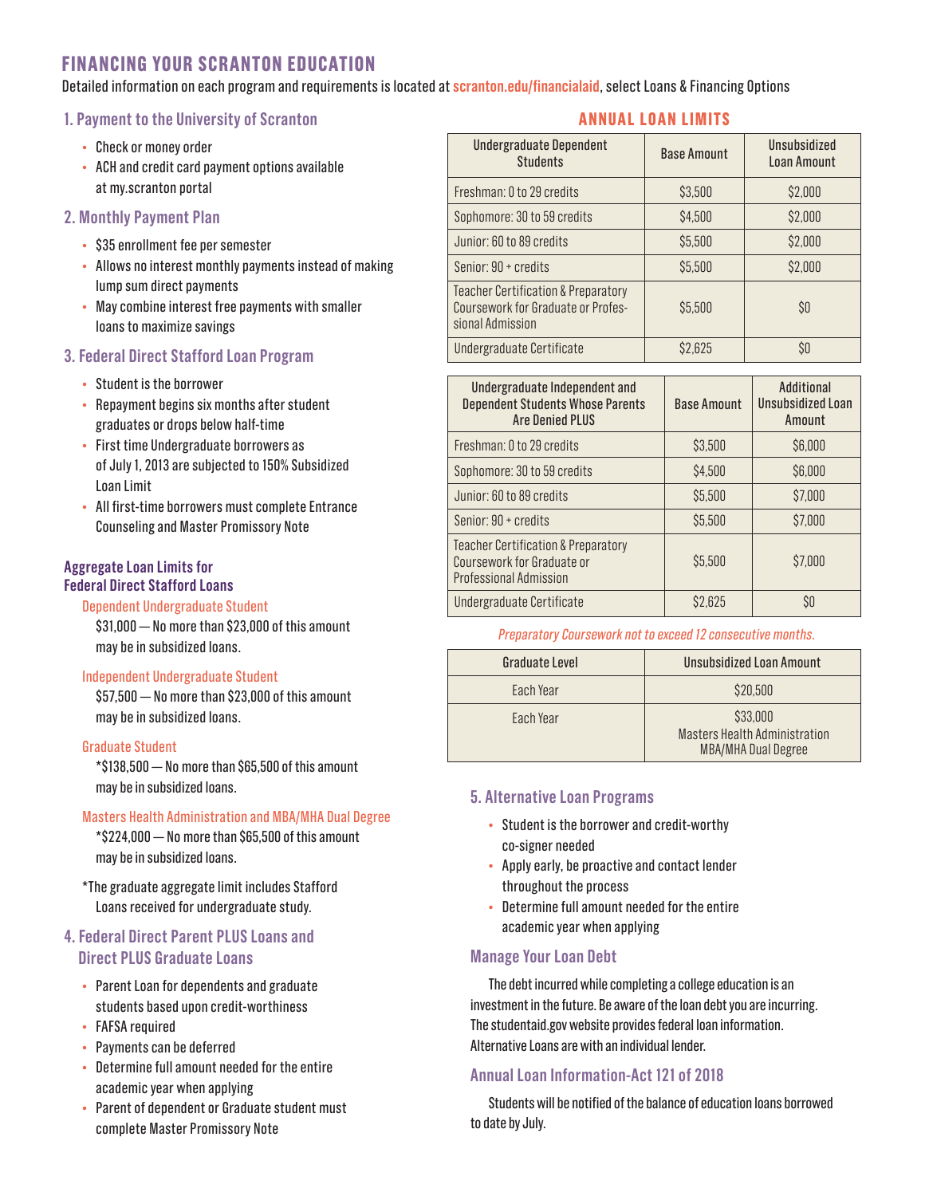# FINANCING YOUR SCRANTON EDUCATION

Detailed information on each program and requirements is located at scranton.edu/financialaid, select Loans & Financing Options

## 1. Payment to the University of Scranton

- Check or money order
- ACH and credit card payment options available at my.scranton portal

## 2. Monthly Payment Plan

- $35 enrollment fee per semester
- Allows no interest monthly payments instead of making lump sum direct payments
- May combine interest free payments with smaller loans to maximize savings

## 3. Federal Direct Stafford Loan Program

- Student is the borrower
- Repayment begins six months after student graduates or drops below half-time
- First time Undergraduate borrowers as of July 1, 2013 are subjected to 150% Subsidized Loan Limit
- All first-time borrowers must complete Entrance Counseling and Master Promissory Note

### Aggregate Loan Limits for Federal Direct Stafford Loans

**Dependent Undergraduate Student**

$31,000 — No more than $23,000 of this amount may be in subsidized loans.

**Independent Undergraduate Student**

$57,500 — No more than $23,000 of this amount may be in subsidized loans.

**Graduate Student**

*$138,500 — No more than $65,500 of this amount may be in subsidized loans.

**Masters Health Administration and MBA/MHA Dual Degree**

*$224,000 — No more than $65,500 of this amount may be in subsidized loans.

*The graduate aggregate limit includes Stafford Loans received for undergraduate study.

## 4. Federal Direct Parent PLUS Loans and Direct PLUS Graduate Loans

- Parent Loan for dependents and graduate students based upon credit-worthiness
- FAFSA required
- Payments can be deferred
- Determine full amount needed for the entire academic year when applying
- Parent of dependent or Graduate student must complete Master Promissory Note

## ANNUAL LOAN LIMITS

| Undergraduate Dependent Students | Base Amount | Unsubsidized Loan Amount |
|---|---|---|
| Freshman: 0 to 29 credits | $3,500 | $2,000 |
| Sophomore: 30 to 59 credits | $4,500 | $2,000 |
| Junior: 60 to 89 credits | $5,500 | $2,000 |
| Senior: 90 + credits | $5,500 | $2,000 |
| Teacher Certification & Preparatory Coursework for Graduate or Professional Admission | $5,500 | $0 |
| Undergraduate Certificate | $2,625 | $0 |

| Undergraduate Independent and Dependent Students Whose Parents Are Denied PLUS | Base Amount | Additional Unsubsidized Loan Amount |
|---|---|---|
| Freshman: 0 to 29 credits | $3,500 | $6,000 |
| Sophomore: 30 to 59 credits | $4,500 | $6,000 |
| Junior: 60 to 89 credits | $5,500 | $7,000 |
| Senior: 90 + credits | $5,500 | $7,000 |
| Teacher Certification & Preparatory Coursework for Graduate or Professional Admission | $5,500 | $7,000 |
| Undergraduate Certificate | $2,625 | $0 |

*Preparatory Coursework not to exceed 12 consecutive months.*

| Graduate Level | Unsubsidized Loan Amount |
|---|---|
| Each Year | $20,500 |
| Each Year | $33,000 Masters Health Administration MBA/MHA Dual Degree |

## 5. Alternative Loan Programs

- Student is the borrower and credit-worthy co-signer needed
- Apply early, be proactive and contact lender throughout the process
- Determine full amount needed for the entire academic year when applying

## Manage Your Loan Debt

The debt incurred while completing a college education is an investment in the future. Be aware of the loan debt you are incurring. The studentaid.gov website provides federal loan information. Alternative Loans are with an individual lender.

## Annual Loan Information-Act 121 of 2018

Students will be notified of the balance of education loans borrowed to date by July.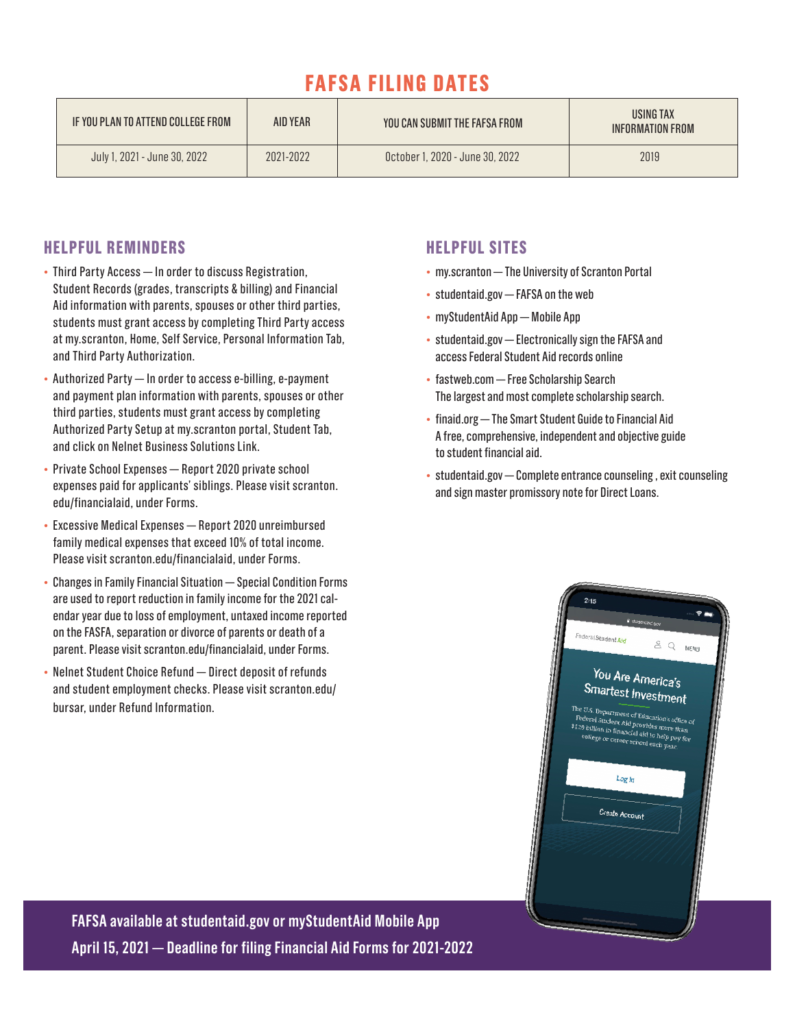# FAFSA FILING DATES

| IF YOU PLAN TO ATTEND COLLEGE FROM | AID YEAR | YOU CAN SUBMIT THE FAFSA FROM | USING TAX INFORMATION FROM |
|---|---|---|---|
| July 1, 2021 - June 30, 2022 | 2021-2022 | October 1, 2020 - June 30, 2022 | 2019 |

## HELPFUL REMINDERS

- Third Party Access — In order to discuss Registration, Student Records (grades, transcripts & billing) and Financial Aid information with parents, spouses or other third parties, students must grant access by completing Third Party access at my.scranton, Home, Self Service, Personal Information Tab, and Third Party Authorization.
- Authorized Party — In order to access e-billing, e-payment and payment plan information with parents, spouses or other third parties, students must grant access by completing Authorized Party Setup at my.scranton portal, Student Tab, and click on Nelnet Business Solutions Link.
- Private School Expenses — Report 2020 private school expenses paid for applicants' siblings. Please visit scranton.edu/financialaid, under Forms.
- Excessive Medical Expenses — Report 2020 unreimbursed family medical expenses that exceed 10% of total income. Please visit scranton.edu/financialaid, under Forms.
- Changes in Family Financial Situation — Special Condition Forms are used to report reduction in family income for the 2021 calendar year due to loss of employment, untaxed income reported on the FAFSA, separation or divorce of parents or death of a parent. Please visit scranton.edu/financialaid, under Forms.
- Nelnet Student Choice Refund — Direct deposit of refunds and student employment checks. Please visit scranton.edu/bursar, under Refund Information.

## HELPFUL SITES

- my.scranton — The University of Scranton Portal
- studentaid.gov — FAFSA on the web
- myStudentAid App — Mobile App
- studentaid.gov — Electronically sign the FAFSA and access Federal Student Aid records online
- fastweb.com — Free Scholarship Search
  The largest and most complete scholarship search.
- finaid.org — The Smart Student Guide to Financial Aid
  A free, comprehensive, independent and objective guide to student financial aid.
- studentaid.gov — Complete entrance counseling , exit counseling and sign master promissory note for Direct Loans.

**FAFSA available at studentaid.gov or myStudentAid Mobile App**

**April 15, 2021 — Deadline for filing Financial Aid Forms for 2021-2022**